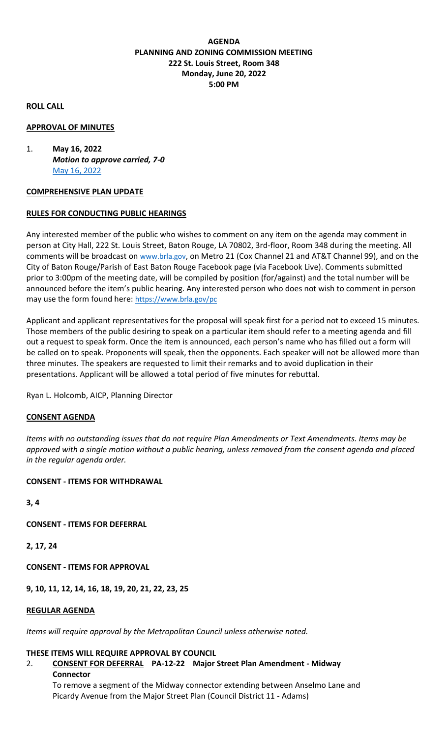**AGENDA**
**PLANNING AND ZONING COMMISSION MEETING**
**222 St. Louis Street, Room 348**
**Monday, June 20, 2022**
**5:00 PM**

**ROLL CALL**

**APPROVAL OF MINUTES**

1. **May 16, 2022**
   ***Motion to approve carried, 7-0***
   May 16, 2022

**COMPREHENSIVE PLAN UPDATE**

**RULES FOR CONDUCTING PUBLIC HEARINGS**

Any interested member of the public who wishes to comment on any item on the agenda may comment in person at City Hall, 222 St. Louis Street, Baton Rouge, LA 70802, 3rd-floor, Room 348 during the meeting. All comments will be broadcast on www.brla.gov, on Metro 21 (Cox Channel 21 and AT&T Channel 99), and on the City of Baton Rouge/Parish of East Baton Rouge Facebook page (via Facebook Live). Comments submitted prior to 3:00pm of the meeting date, will be compiled by position (for/against) and the total number will be announced before the item's public hearing. Any interested person who does not wish to comment in person may use the form found here: https://www.brla.gov/pc

Applicant and applicant representatives for the proposal will speak first for a period not to exceed 15 minutes. Those members of the public desiring to speak on a particular item should refer to a meeting agenda and fill out a request to speak form. Once the item is announced, each person's name who has filled out a form will be called on to speak. Proponents will speak, then the opponents. Each speaker will not be allowed more than three minutes. The speakers are requested to limit their remarks and to avoid duplication in their presentations. Applicant will be allowed a total period of five minutes for rebuttal.

Ryan L. Holcomb, AICP, Planning Director

**CONSENT AGENDA**

*Items with no outstanding issues that do not require Plan Amendments or Text Amendments. Items may be approved with a single motion without a public hearing, unless removed from the consent agenda and placed in the regular agenda order.*

**CONSENT - ITEMS FOR WITHDRAWAL**

**3, 4**

**CONSENT - ITEMS FOR DEFERRAL**

**2, 17, 24**

**CONSENT - ITEMS FOR APPROVAL**

**9, 10, 11, 12, 14, 16, 18, 19, 20, 21, 22, 23, 25**

**REGULAR AGENDA**

*Items will require approval by the Metropolitan Council unless otherwise noted.*

**THESE ITEMS WILL REQUIRE APPROVAL BY COUNCIL**

2. **CONSENT FOR DEFERRAL PA-12-22 Major Street Plan Amendment - Midway Connector**
   To remove a segment of the Midway connector extending between Anselmo Lane and Picardy Avenue from the Major Street Plan (Council District 11 - Adams)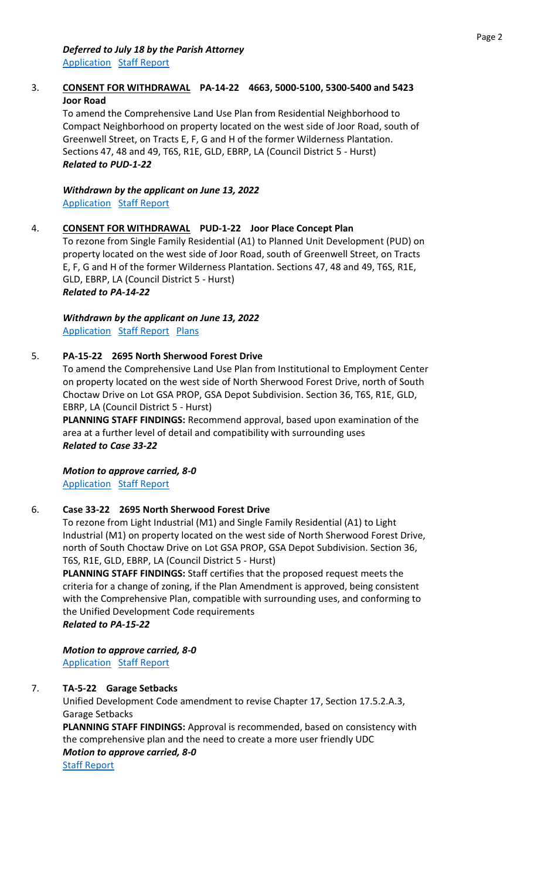***Deferred to July 18 by the Parish Attorney***
Application Staff Report

3. **CONSENT FOR WITHDRAWAL PA-14-22 4663, 5000-5100, 5300-5400 and 5423 Joor Road**

   To amend the Comprehensive Land Use Plan from Residential Neighborhood to Compact Neighborhood on property located on the west side of Joor Road, south of Greenwell Street, on Tracts E, F, G and H of the former Wilderness Plantation. Sections 47, 48 and 49, T6S, R1E, GLD, EBRP, LA (Council District 5 - Hurst)
   ***Related to PUD-1-22***

   ***Withdrawn by the applicant on June 13, 2022***
   Application Staff Report

4. **CONSENT FOR WITHDRAWAL PUD-1-22 Joor Place Concept Plan**

   To rezone from Single Family Residential (A1) to Planned Unit Development (PUD) on property located on the west side of Joor Road, south of Greenwell Street, on Tracts E, F, G and H of the former Wilderness Plantation. Sections 47, 48 and 49, T6S, R1E, GLD, EBRP, LA (Council District 5 - Hurst)
   ***Related to PA-14-22***

   ***Withdrawn by the applicant on June 13, 2022***
   Application Staff Report Plans

5. **PA-15-22 2695 North Sherwood Forest Drive**

   To amend the Comprehensive Land Use Plan from Institutional to Employment Center on property located on the west side of North Sherwood Forest Drive, north of South Choctaw Drive on Lot GSA PROP, GSA Depot Subdivision. Section 36, T6S, R1E, GLD, EBRP, LA (Council District 5 - Hurst)
   **PLANNING STAFF FINDINGS:** Recommend approval, based upon examination of the area at a further level of detail and compatibility with surrounding uses
   ***Related to Case 33-22***

   ***Motion to approve carried, 8-0***
   Application Staff Report

6. **Case 33-22 2695 North Sherwood Forest Drive**

   To rezone from Light Industrial (M1) and Single Family Residential (A1) to Light Industrial (M1) on property located on the west side of North Sherwood Forest Drive, north of South Choctaw Drive on Lot GSA PROP, GSA Depot Subdivision. Section 36, T6S, R1E, GLD, EBRP, LA (Council District 5 - Hurst)
   **PLANNING STAFF FINDINGS:** Staff certifies that the proposed request meets the criteria for a change of zoning, if the Plan Amendment is approved, being consistent with the Comprehensive Plan, compatible with surrounding uses, and conforming to the Unified Development Code requirements
   ***Related to PA-15-22***

   ***Motion to approve carried, 8-0***
   Application Staff Report

7. **TA-5-22 Garage Setbacks**

   Unified Development Code amendment to revise Chapter 17, Section 17.5.2.A.3, Garage Setbacks
   **PLANNING STAFF FINDINGS:** Approval is recommended, based on consistency with the comprehensive plan and the need to create a more user friendly UDC
   ***Motion to approve carried, 8-0***
   Staff Report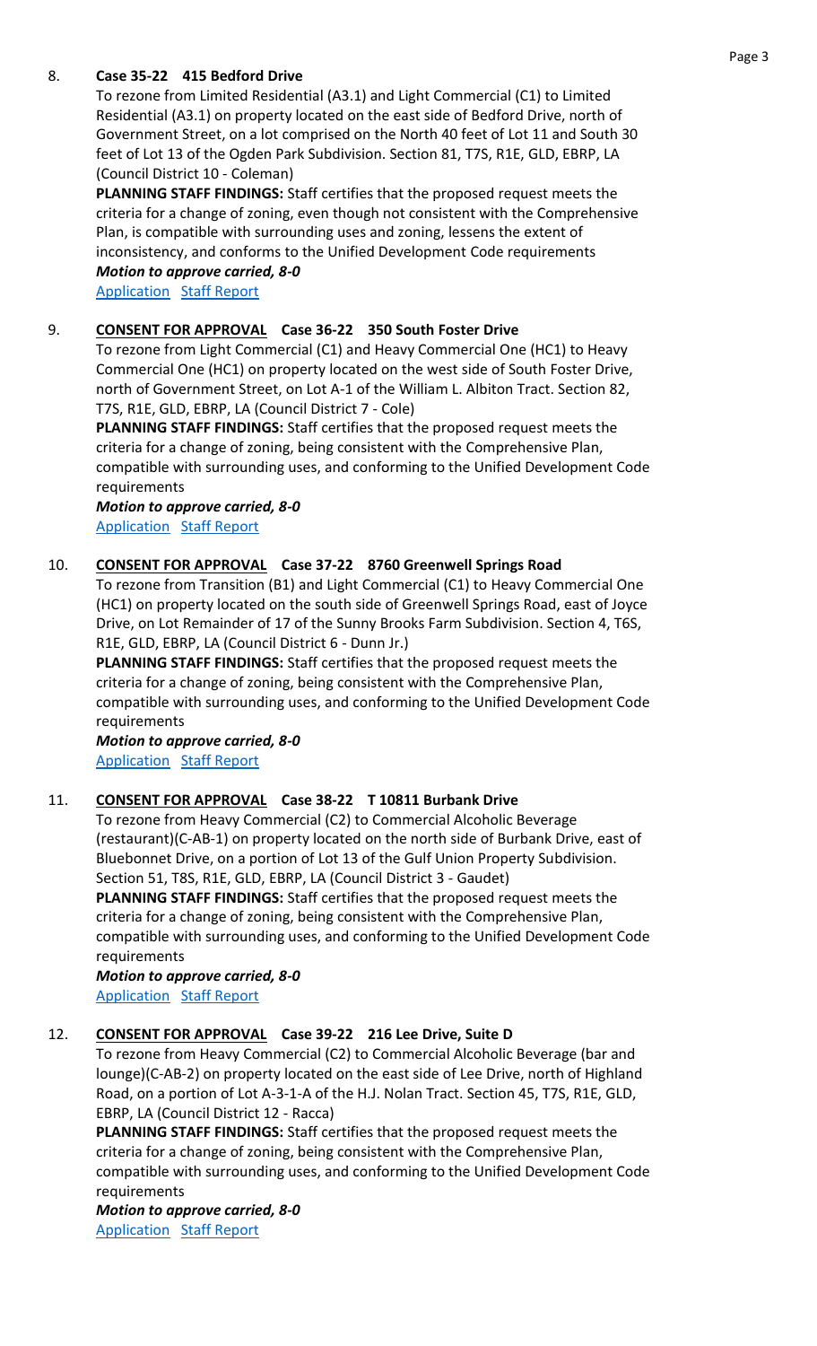8. **Case 35-22 415 Bedford Drive**

   To rezone from Limited Residential (A3.1) and Light Commercial (C1) to Limited Residential (A3.1) on property located on the east side of Bedford Drive, north of Government Street, on a lot comprised on the North 40 feet of Lot 11 and South 30 feet of Lot 13 of the Ogden Park Subdivision. Section 81, T7S, R1E, GLD, EBRP, LA (Council District 10 - Coleman)

   **PLANNING STAFF FINDINGS:** Staff certifies that the proposed request meets the criteria for a change of zoning, even though not consistent with the Comprehensive Plan, is compatible with surrounding uses and zoning, lessens the extent of inconsistency, and conforms to the Unified Development Code requirements

   ***Motion to approve carried, 8-0***

   Application Staff Report

9. **CONSENT FOR APPROVAL Case 36-22 350 South Foster Drive**

   To rezone from Light Commercial (C1) and Heavy Commercial One (HC1) to Heavy Commercial One (HC1) on property located on the west side of South Foster Drive, north of Government Street, on Lot A-1 of the William L. Albiton Tract. Section 82, T7S, R1E, GLD, EBRP, LA (Council District 7 - Cole)

   **PLANNING STAFF FINDINGS:** Staff certifies that the proposed request meets the criteria for a change of zoning, being consistent with the Comprehensive Plan, compatible with surrounding uses, and conforming to the Unified Development Code requirements

   ***Motion to approve carried, 8-0***

   Application Staff Report

10. **CONSENT FOR APPROVAL Case 37-22 8760 Greenwell Springs Road**

    To rezone from Transition (B1) and Light Commercial (C1) to Heavy Commercial One (HC1) on property located on the south side of Greenwell Springs Road, east of Joyce Drive, on Lot Remainder of 17 of the Sunny Brooks Farm Subdivision. Section 4, T6S, R1E, GLD, EBRP, LA (Council District 6 - Dunn Jr.)

    **PLANNING STAFF FINDINGS:** Staff certifies that the proposed request meets the criteria for a change of zoning, being consistent with the Comprehensive Plan, compatible with surrounding uses, and conforming to the Unified Development Code requirements

    ***Motion to approve carried, 8-0***

    Application Staff Report

11. **CONSENT FOR APPROVAL Case 38-22 T 10811 Burbank Drive**

    To rezone from Heavy Commercial (C2) to Commercial Alcoholic Beverage (restaurant)(C-AB-1) on property located on the north side of Burbank Drive, east of Bluebonnet Drive, on a portion of Lot 13 of the Gulf Union Property Subdivision. Section 51, T8S, R1E, GLD, EBRP, LA (Council District 3 - Gaudet)

    **PLANNING STAFF FINDINGS:** Staff certifies that the proposed request meets the criteria for a change of zoning, being consistent with the Comprehensive Plan, compatible with surrounding uses, and conforming to the Unified Development Code requirements

    ***Motion to approve carried, 8-0***

    Application Staff Report

12. **CONSENT FOR APPROVAL Case 39-22 216 Lee Drive, Suite D**

    To rezone from Heavy Commercial (C2) to Commercial Alcoholic Beverage (bar and lounge)(C-AB-2) on property located on the east side of Lee Drive, north of Highland Road, on a portion of Lot A-3-1-A of the H.J. Nolan Tract. Section 45, T7S, R1E, GLD, EBRP, LA (Council District 12 - Racca)

    **PLANNING STAFF FINDINGS:** Staff certifies that the proposed request meets the criteria for a change of zoning, being consistent with the Comprehensive Plan, compatible with surrounding uses, and conforming to the Unified Development Code requirements

    ***Motion to approve carried, 8-0***

    Application Staff Report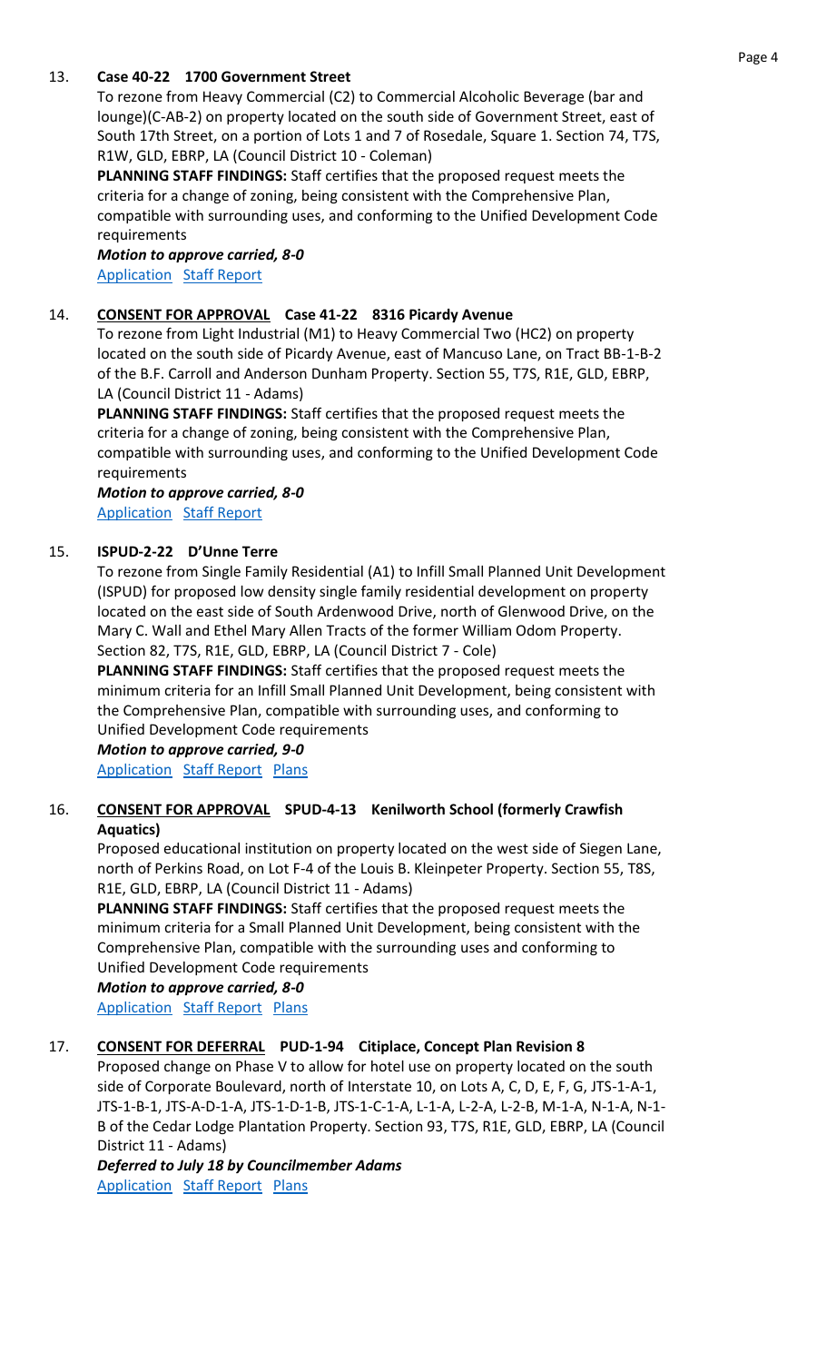13. **Case 40-22 1700 Government Street**

To rezone from Heavy Commercial (C2) to Commercial Alcoholic Beverage (bar and lounge)(C-AB-2) on property located on the south side of Government Street, east of South 17th Street, on a portion of Lots 1 and 7 of Rosedale, Square 1. Section 74, T7S, R1W, GLD, EBRP, LA (Council District 10 - Coleman)

**PLANNING STAFF FINDINGS:** Staff certifies that the proposed request meets the criteria for a change of zoning, being consistent with the Comprehensive Plan, compatible with surrounding uses, and conforming to the Unified Development Code requirements

***Motion to approve carried, 8-0***

Application Staff Report

14. **CONSENT FOR APPROVAL Case 41-22 8316 Picardy Avenue**

To rezone from Light Industrial (M1) to Heavy Commercial Two (HC2) on property located on the south side of Picardy Avenue, east of Mancuso Lane, on Tract BB-1-B-2 of the B.F. Carroll and Anderson Dunham Property. Section 55, T7S, R1E, GLD, EBRP, LA (Council District 11 - Adams)

**PLANNING STAFF FINDINGS:** Staff certifies that the proposed request meets the criteria for a change of zoning, being consistent with the Comprehensive Plan, compatible with surrounding uses, and conforming to the Unified Development Code requirements

***Motion to approve carried, 8-0***

Application Staff Report

15. **ISPUD-2-22 D'Unne Terre**

To rezone from Single Family Residential (A1) to Infill Small Planned Unit Development (ISPUD) for proposed low density single family residential development on property located on the east side of South Ardenwood Drive, north of Glenwood Drive, on the Mary C. Wall and Ethel Mary Allen Tracts of the former William Odom Property. Section 82, T7S, R1E, GLD, EBRP, LA (Council District 7 - Cole)

**PLANNING STAFF FINDINGS:** Staff certifies that the proposed request meets the minimum criteria for an Infill Small Planned Unit Development, being consistent with the Comprehensive Plan, compatible with surrounding uses, and conforming to Unified Development Code requirements

***Motion to approve carried, 9-0***

Application Staff Report Plans

16. **CONSENT FOR APPROVAL SPUD-4-13 Kenilworth School (formerly Crawfish Aquatics)**

Proposed educational institution on property located on the west side of Siegen Lane, north of Perkins Road, on Lot F-4 of the Louis B. Kleinpeter Property. Section 55, T8S, R1E, GLD, EBRP, LA (Council District 11 - Adams)

**PLANNING STAFF FINDINGS:** Staff certifies that the proposed request meets the minimum criteria for a Small Planned Unit Development, being consistent with the Comprehensive Plan, compatible with the surrounding uses and conforming to Unified Development Code requirements

***Motion to approve carried, 8-0***

Application Staff Report Plans

17. **CONSENT FOR DEFERRAL PUD-1-94 Citiplace, Concept Plan Revision 8**

Proposed change on Phase V to allow for hotel use on property located on the south side of Corporate Boulevard, north of Interstate 10, on Lots A, C, D, E, F, G, JTS-1-A-1, JTS-1-B-1, JTS-A-D-1-A, JTS-1-D-1-B, JTS-1-C-1-A, L-1-A, L-2-A, L-2-B, M-1-A, N-1-A, N-1-B of the Cedar Lodge Plantation Property. Section 93, T7S, R1E, GLD, EBRP, LA (Council District 11 - Adams)

***Deferred to July 18 by Councilmember Adams***

Application Staff Report Plans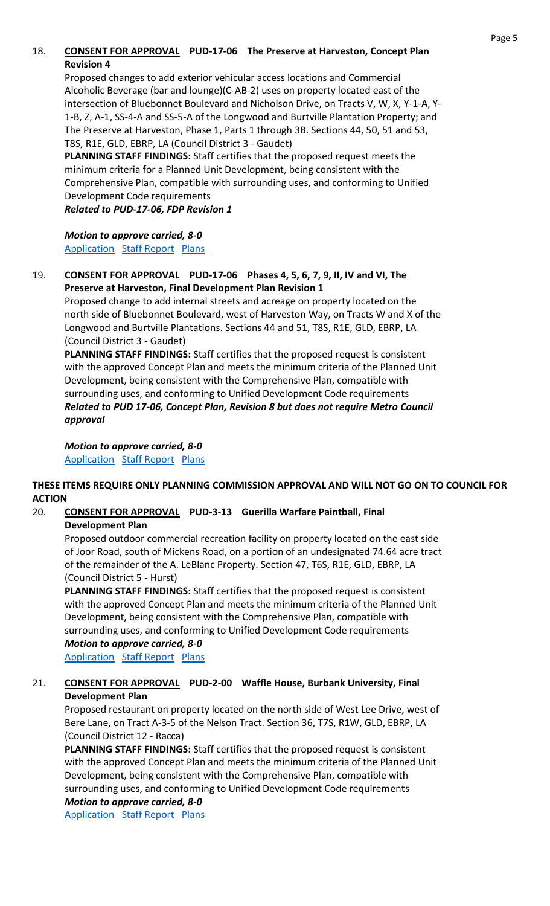18. **CONSENT FOR APPROVAL PUD-17-06 The Preserve at Harveston, Concept Plan Revision 4**

Proposed changes to add exterior vehicular access locations and Commercial Alcoholic Beverage (bar and lounge)(C-AB-2) uses on property located east of the intersection of Bluebonnet Boulevard and Nicholson Drive, on Tracts V, W, X, Y-1-A, Y-1-B, Z, A-1, SS-4-A and SS-5-A of the Longwood and Burtville Plantation Property; and The Preserve at Harveston, Phase 1, Parts 1 through 3B. Sections 44, 50, 51 and 53, T8S, R1E, GLD, EBRP, LA (Council District 3 - Gaudet)

**PLANNING STAFF FINDINGS:** Staff certifies that the proposed request meets the minimum criteria for a Planned Unit Development, being consistent with the Comprehensive Plan, compatible with surrounding uses, and conforming to Unified Development Code requirements

***Related to PUD-17-06, FDP Revision 1***

***Motion to approve carried, 8-0***

Application Staff Report Plans

19. **CONSENT FOR APPROVAL PUD-17-06 Phases 4, 5, 6, 7, 9, II, IV and VI, The Preserve at Harveston, Final Development Plan Revision 1**

Proposed change to add internal streets and acreage on property located on the north side of Bluebonnet Boulevard, west of Harveston Way, on Tracts W and X of the Longwood and Burtville Plantations. Sections 44 and 51, T8S, R1E, GLD, EBRP, LA (Council District 3 - Gaudet)

**PLANNING STAFF FINDINGS:** Staff certifies that the proposed request is consistent with the approved Concept Plan and meets the minimum criteria of the Planned Unit Development, being consistent with the Comprehensive Plan, compatible with surrounding uses, and conforming to Unified Development Code requirements

***Related to PUD 17-06, Concept Plan, Revision 8 but does not require Metro Council approval***

***Motion to approve carried, 8-0***

Application Staff Report Plans

**THESE ITEMS REQUIRE ONLY PLANNING COMMISSION APPROVAL AND WILL NOT GO ON TO COUNCIL FOR ACTION**

20. **CONSENT FOR APPROVAL PUD-3-13 Guerilla Warfare Paintball, Final Development Plan**

Proposed outdoor commercial recreation facility on property located on the east side of Joor Road, south of Mickens Road, on a portion of an undesignated 74.64 acre tract of the remainder of the A. LeBlanc Property. Section 47, T6S, R1E, GLD, EBRP, LA (Council District 5 - Hurst)

**PLANNING STAFF FINDINGS:** Staff certifies that the proposed request is consistent with the approved Concept Plan and meets the minimum criteria of the Planned Unit Development, being consistent with the Comprehensive Plan, compatible with surrounding uses, and conforming to Unified Development Code requirements

***Motion to approve carried, 8-0***

Application Staff Report Plans

21. **CONSENT FOR APPROVAL PUD-2-00 Waffle House, Burbank University, Final Development Plan**

Proposed restaurant on property located on the north side of West Lee Drive, west of Bere Lane, on Tract A-3-5 of the Nelson Tract. Section 36, T7S, R1W, GLD, EBRP, LA (Council District 12 - Racca)

**PLANNING STAFF FINDINGS:** Staff certifies that the proposed request is consistent with the approved Concept Plan and meets the minimum criteria of the Planned Unit Development, being consistent with the Comprehensive Plan, compatible with surrounding uses, and conforming to Unified Development Code requirements

***Motion to approve carried, 8-0***

Application Staff Report Plans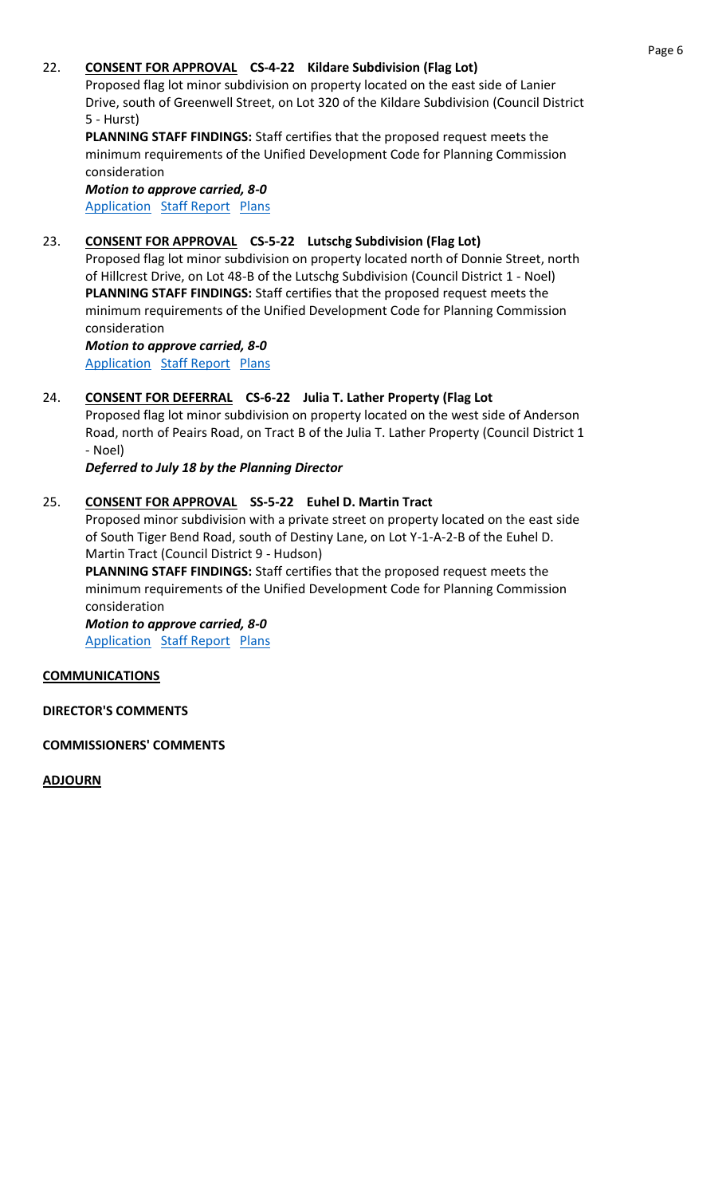22. **CONSENT FOR APPROVAL CS-4-22 Kildare Subdivision (Flag Lot)**

    Proposed flag lot minor subdivision on property located on the east side of Lanier Drive, south of Greenwell Street, on Lot 320 of the Kildare Subdivision (Council District 5 - Hurst)

    **PLANNING STAFF FINDINGS:** Staff certifies that the proposed request meets the minimum requirements of the Unified Development Code for Planning Commission consideration

    ***Motion to approve carried, 8-0***

    Application Staff Report Plans

23. **CONSENT FOR APPROVAL CS-5-22 Lutschg Subdivision (Flag Lot)**

    Proposed flag lot minor subdivision on property located north of Donnie Street, north of Hillcrest Drive, on Lot 48-B of the Lutschg Subdivision (Council District 1 - Noel)

    **PLANNING STAFF FINDINGS:** Staff certifies that the proposed request meets the minimum requirements of the Unified Development Code for Planning Commission consideration

    ***Motion to approve carried, 8-0***

    Application Staff Report Plans

24. **CONSENT FOR DEFERRAL CS-6-22 Julia T. Lather Property (Flag Lot**

    Proposed flag lot minor subdivision on property located on the west side of Anderson Road, north of Peairs Road, on Tract B of the Julia T. Lather Property (Council District 1 - Noel)

    ***Deferred to July 18 by the Planning Director***

25. **CONSENT FOR APPROVAL SS-5-22 Euhel D. Martin Tract**

    Proposed minor subdivision with a private street on property located on the east side of South Tiger Bend Road, south of Destiny Lane, on Lot Y-1-A-2-B of the Euhel D. Martin Tract (Council District 9 - Hudson)

    **PLANNING STAFF FINDINGS:** Staff certifies that the proposed request meets the minimum requirements of the Unified Development Code for Planning Commission consideration

    ***Motion to approve carried, 8-0***

    Application Staff Report Plans

**COMMUNICATIONS**

**DIRECTOR'S COMMENTS**

**COMMISSIONERS' COMMENTS**

**ADJOURN**